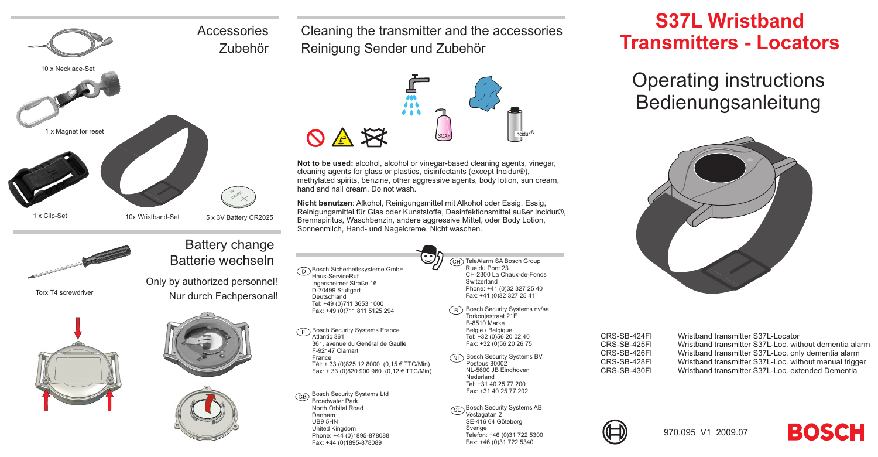# S37L Wristband Transmitters - Locators

## Operating instructions
## Bedienungsanleitung

| | |
|---|---|
| CRS-SB-424FI | Wristband transmitter S37L-Locator |
| CRS-SB-425FI | Wristband transmitter S37L-Loc. without dementia alarm |
| CRS-SB-426FI | Wristband transmitter S37L-Loc. only dementia alarm |
| CRS-SB-428FI | Wristband transmitter S37L-Loc. without manual trigger |
| CRS-SB-430FI | Wristband transmitter S37L-Loc. extended Dementia |

970.095 V1 2009.07

BOSCH

## Accessories
## Zubehör

- 10 x Necklace-Set
- 1 x Magnet for reset
- 1 x Clip-Set
- 10x Wristband-Set
- 5 x 3V Battery CR2025

## Battery change
## Batterie wechseln

Only by authorized personnel!

Nur durch Fachpersonal!

Torx T4 screwdriver

## Cleaning the transmitter and the accessories
## Reinigung Sender und Zubehör

SOAP

Incidur®

**Not to be used:** alcohol, alcohol or vinegar-based cleaning agents, vinegar, cleaning agents for glass or plastics, disinfectants (except Incidur®), methylated spirits, benzine, other aggressive agents, body lotion, sun cream, hand and nail cream. Do not wash.

**Nicht benutzen**: Alkohol, Reinigungsmittel mit Alkohol oder Essig, Essig, Reinigungsmittel für Glas oder Kunststoffe, Desinfektionsmittel außer Incidur®, Brennspiritus, Waschbenzin, andere aggressive Mittel, oder Body Lotion, Sonnenmilch, Hand- und Nagelcreme. Nicht waschen.

(D) Bosch Sicherheitssysteme GmbH
Haus-ServiceRuf
Ingersheimer Straße 16
D-70499 Stuttgart
Deutschland
Tel: +49 (0)711 3653 1000
Fax: +49 (0)711 811 5125 294

(F) Bosch Security Systems France
Atlantic 361
361, avenue du Général de Gaulle
F-92147 Clamart
France
Tél: + 33 (0)825 12 8000 (0,15 € TTC/Min)
Fax: + 33 (0)820 900 960 (0,12 € TTC/Min)

(GB) Bosch Security Systems Ltd
Broadwater Park
North Orbital Road
Denham
UB9 5HN
United Kingdom
Phone: +44 (0)1895-878088
Fax: +44 (0)1895-878089

(CH) TeleAlarm SA Bosch Group
Rue du Pont 23
CH-2300 La Chaux-de-Fonds
Switzerland
Phone: +41 (0)32 327 25 40
Fax: +41 (0)32 327 25 41

(B) Bosch Security Systems nv/sa
Torkonjestraat 21F
B-8510 Marke
België / Belgique
Tel: +32 (0)56 20 02 40
Fax: +32 (0)56 20 26 75

(NL) Bosch Security Systems BV
Postbus 80002
NL-5600 JB Eindhoven
Nederland
Tel: +31 40 25 77 200
Fax: +31 40 25 77 202

(SE) Bosch Security Systems AB
Vestagatan 2
SE-416 64 Göteborg
Sverige
Telefon: +46 (0)31 722 5300
Fax: +46 (0)31 722 5340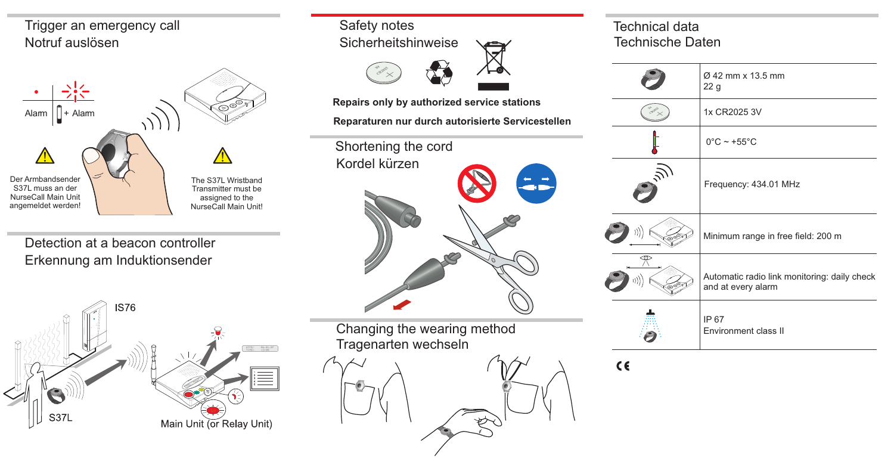## Trigger an emergency call
## Notruf auslösen

Alarm | + Alarm

Der Armbandsender S37L muss an der NurseCall Main Unit angemeldet werden!

The S37L Wristband Transmitter must be assigned to the NurseCall Main Unit!

## Detection at a beacon controller
## Erkennung am Induktionsender

IS76

S37L

Main Unit (or Relay Unit)

## Safety notes
## Sicherheitshinweise

**Repairs only by authorized service stations**

**Reparaturen nur durch autorisierte Servicestellen**

## Shortening the cord
## Kordel kürzen

## Changing the wearing method
## Tragenarten wechseln

## Technical data
## Technische Daten

| | |
|---|---|
| | Ø 42 mm x 13.5 mm<br>22 g |
| | 1x CR2025 3V |
| | 0°C ~ +55°C |
| | Frequency: 434.01 MHz |
| | Minimum range in free field: 200 m |
| | Automatic radio link monitoring: daily check and at every alarm |
| | IP 67<br>Environment class II |

CE